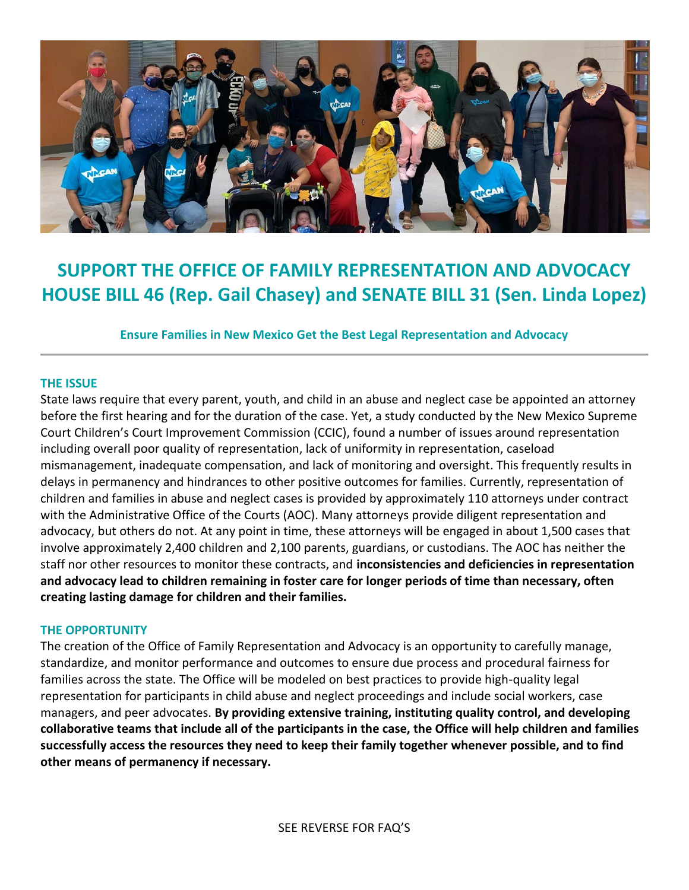# SUPPORT THE OFFICE OF FAMILY REPRESENTATION AND ADVOCACY HOUSE BILL 46 (Rep. Gail Chasey) and SENATE BILL 31 (Sen. Linda Lopez)

**Ensure Families in New Mexico Get the Best Legal Representation and Advocacy**

---

## THE ISSUE

State laws require that every parent, youth, and child in an abuse and neglect case be appointed an attorney before the first hearing and for the duration of the case. Yet, a study conducted by the New Mexico Supreme Court Children's Court Improvement Commission (CCIC), found a number of issues around representation including overall poor quality of representation, lack of uniformity in representation, caseload mismanagement, inadequate compensation, and lack of monitoring and oversight. This frequently results in delays in permanency and hindrances to other positive outcomes for families. Currently, representation of children and families in abuse and neglect cases is provided by approximately 110 attorneys under contract with the Administrative Office of the Courts (AOC). Many attorneys provide diligent representation and advocacy, but others do not. At any point in time, these attorneys will be engaged in about 1,500 cases that involve approximately 2,400 children and 2,100 parents, guardians, or custodians. The AOC has neither the staff nor other resources to monitor these contracts, and **inconsistencies and deficiencies in representation and advocacy lead to children remaining in foster care for longer periods of time than necessary, often creating lasting damage for children and their families.**

## THE OPPORTUNITY

The creation of the Office of Family Representation and Advocacy is an opportunity to carefully manage, standardize, and monitor performance and outcomes to ensure due process and procedural fairness for families across the state. The Office will be modeled on best practices to provide high-quality legal representation for participants in child abuse and neglect proceedings and include social workers, case managers, and peer advocates. **By providing extensive training, instituting quality control, and developing collaborative teams that include all of the participants in the case, the Office will help children and families successfully access the resources they need to keep their family together whenever possible, and to find other means of permanency if necessary.**

SEE REVERSE FOR FAQ'S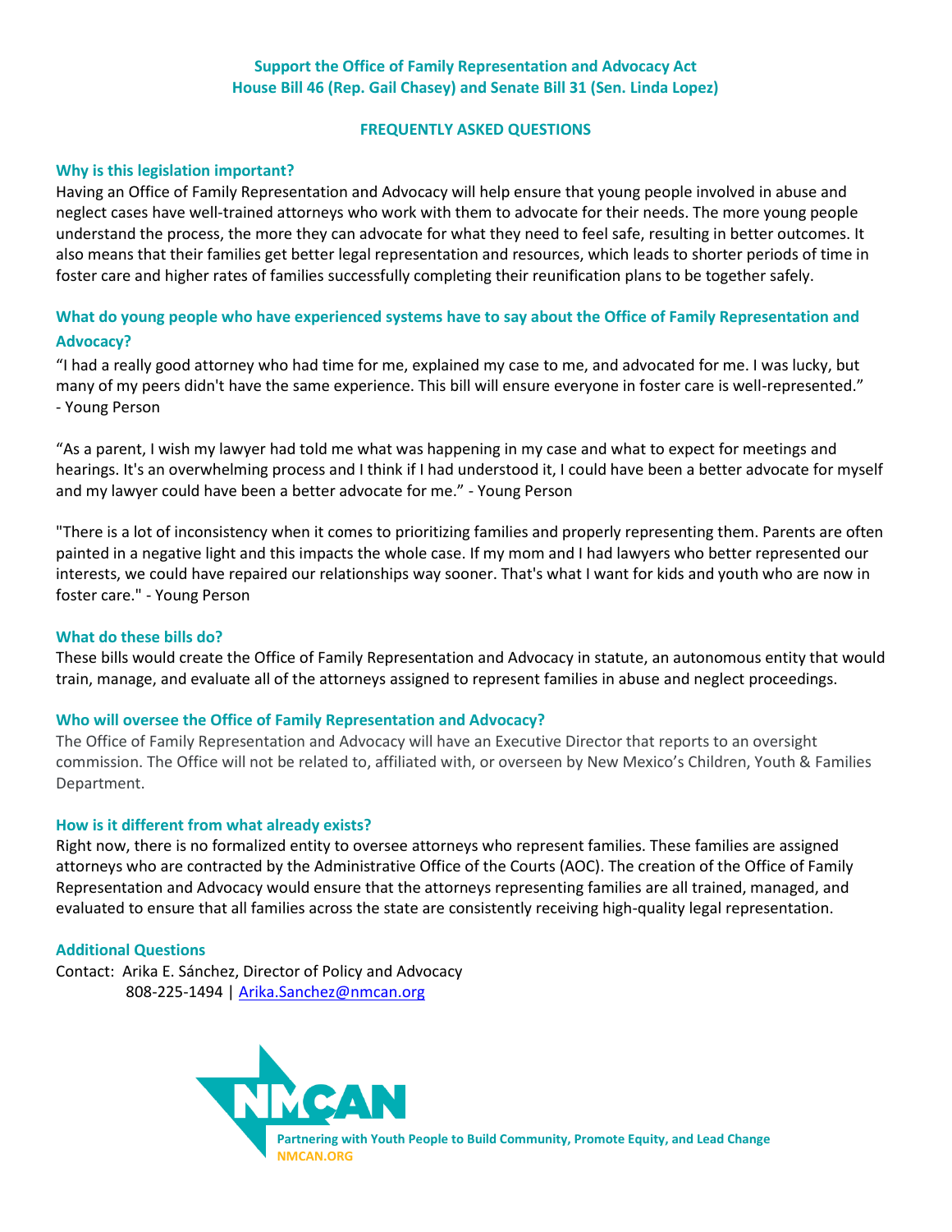## Support the Office of Family Representation and Advocacy Act
## House Bill 46 (Rep. Gail Chasey) and Senate Bill 31 (Sen. Linda Lopez)

### FREQUENTLY ASKED QUESTIONS

**Why is this legislation important?**

Having an Office of Family Representation and Advocacy will help ensure that young people involved in abuse and neglect cases have well-trained attorneys who work with them to advocate for their needs. The more young people understand the process, the more they can advocate for what they need to feel safe, resulting in better outcomes. It also means that their families get better legal representation and resources, which leads to shorter periods of time in foster care and higher rates of families successfully completing their reunification plans to be together safely.

**What do young people who have experienced systems have to say about the Office of Family Representation and Advocacy?**

"I had a really good attorney who had time for me, explained my case to me, and advocated for me. I was lucky, but many of my peers didn't have the same experience. This bill will ensure everyone in foster care is well-represented." - Young Person

"As a parent, I wish my lawyer had told me what was happening in my case and what to expect for meetings and hearings. It's an overwhelming process and I think if I had understood it, I could have been a better advocate for myself and my lawyer could have been a better advocate for me." - Young Person

"There is a lot of inconsistency when it comes to prioritizing families and properly representing them. Parents are often painted in a negative light and this impacts the whole case. If my mom and I had lawyers who better represented our interests, we could have repaired our relationships way sooner. That's what I want for kids and youth who are now in foster care." - Young Person

**What do these bills do?**

These bills would create the Office of Family Representation and Advocacy in statute, an autonomous entity that would train, manage, and evaluate all of the attorneys assigned to represent families in abuse and neglect proceedings.

**Who will oversee the Office of Family Representation and Advocacy?**

The Office of Family Representation and Advocacy will have an Executive Director that reports to an oversight commission. The Office will not be related to, affiliated with, or overseen by New Mexico's Children, Youth & Families Department.

**How is it different from what already exists?**

Right now, there is no formalized entity to oversee attorneys who represent families. These families are assigned attorneys who are contracted by the Administrative Office of the Courts (AOC). The creation of the Office of Family Representation and Advocacy would ensure that the attorneys representing families are all trained, managed, and evaluated to ensure that all families across the state are consistently receiving high-quality legal representation.

**Additional Questions**

Contact: Arika E. Sánchez, Director of Policy and Advocacy
808-225-1494 | Arika.Sanchez@nmcan.org

NMCAN

Partnering with Youth People to Build Community, Promote Equity, and Lead Change
NMCAN.ORG